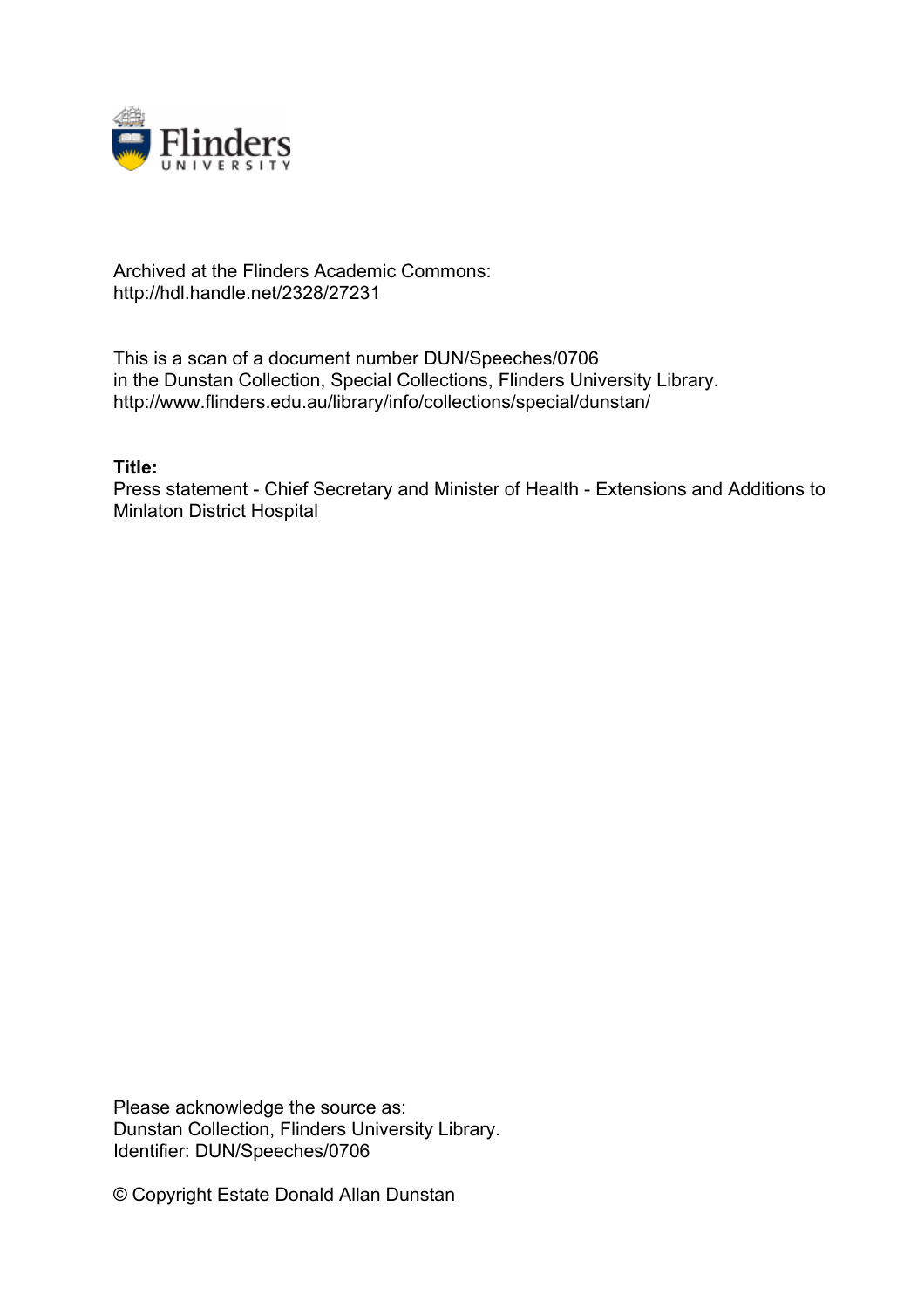Archived at the Flinders Academic Commons:
http://hdl.handle.net/2328/27231

This is a scan of a document number DUN/Speeches/0706
in the Dunstan Collection, Special Collections, Flinders University Library.
http://www.flinders.edu.au/library/info/collections/special/dunstan/

**Title:**
Press statement - Chief Secretary and Minister of Health - Extensions and Additions to Minlaton District Hospital

Please acknowledge the source as:
Dunstan Collection, Flinders University Library.
Identifier: DUN/Speeches/0706

© Copyright Estate Donald Allan Dunstan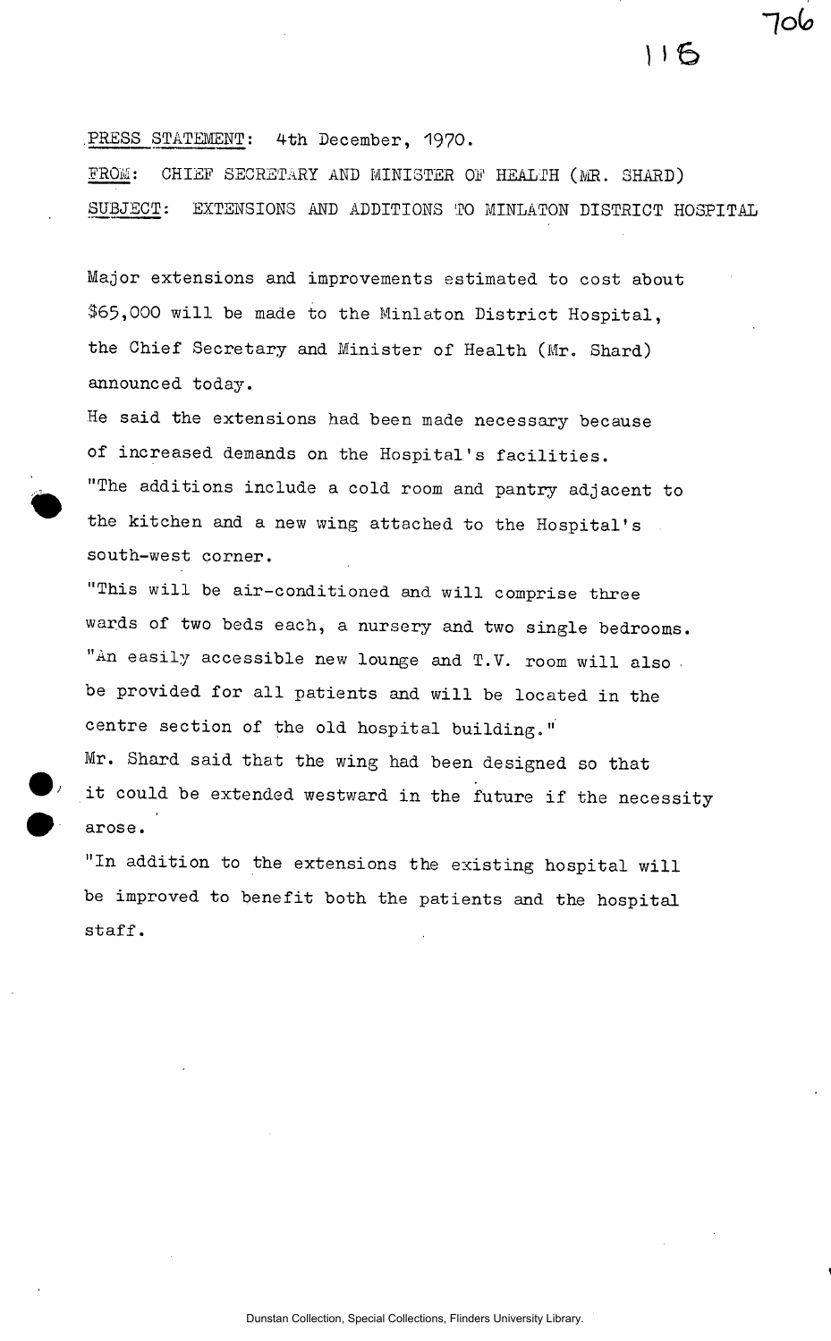PRESS STATEMENT: 4th December, 1970.

FROM: CHIEF SECRETARY AND MINISTER OF HEALTH (MR. SHARD)

SUBJECT: EXTENSIONS AND ADDITIONS TO MINLATON DISTRICT HOSPITAL

Major extensions and improvements estimated to cost about $65,000 will be made to the Minlaton District Hospital, the Chief Secretary and Minister of Health (Mr. Shard) announced today.

He said the extensions had been made necessary because of increased demands on the Hospital's facilities.

"The additions include a cold room and pantry adjacent to the kitchen and a new wing attached to the Hospital's south-west corner.

"This will be air-conditioned and will comprise three wards of two beds each, a nursery and two single bedrooms.

"An easily accessible new lounge and T.V. room will also be provided for all patients and will be located in the centre section of the old hospital building."

Mr. Shard said that the wing had been designed so that it could be extended westward in the future if the necessity arose.

"In addition to the extensions the existing hospital will be improved to benefit both the patients and the hospital staff.

Dunstan Collection, Special Collections, Flinders University Library.